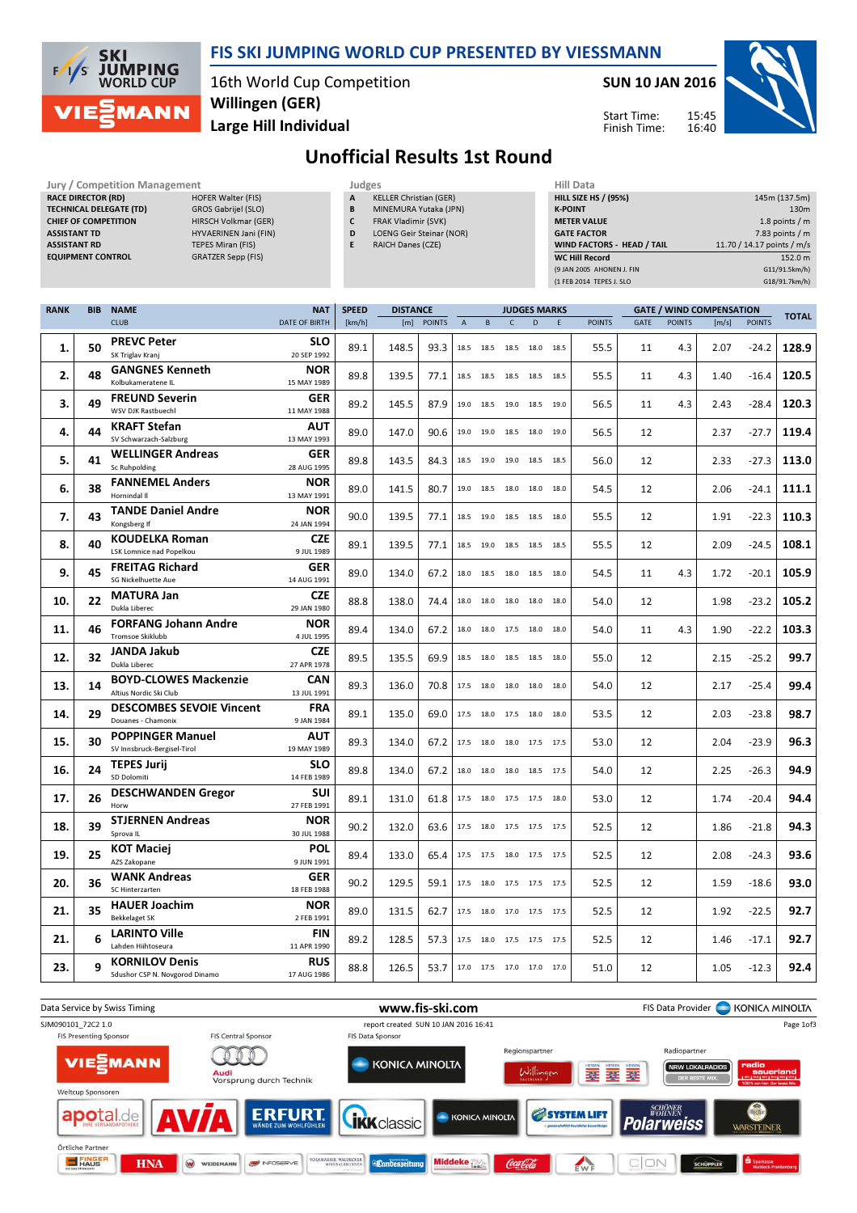# FIS SKI JUMPING WORLD CUP PRESENTED BY VIESSMANN

16th World Cup Competition
**Willingen (GER)**
**Large Hill Individual**

**SUN 10 JAN 2016**

Start Time: 15:45
Finish Time: 16:40

## Unofficial Results 1st Round

**Jury / Competition Management**

| | |
|---|---|
| RACE DIRECTOR (RD) | HOFER Walter (FIS) |
| TECHNICAL DELEGATE (TD) | GROS Gabrijel (SLO) |
| CHIEF OF COMPETITION | HIRSCH Volkmar (GER) |
| ASSISTANT TD | HYVAERINEN Jani (FIN) |
| ASSISTANT RD | TEPES Miran (FIS) |
| EQUIPMENT CONTROL | GRATZER Sepp (FIS) |

**Judges**

| | |
|---|---|
| A | KELLER Christian (GER) |
| B | MINEMURA Yutaka (JPN) |
| C | FRAK Vladimir (SVK) |
| D | LOENG Geir Steinar (NOR) |
| E | RAICH Danes (CZE) |

**Hill Data**

| | |
|---|---|
| HILL SIZE HS / (95%) | 145m (137.5m) |
| K-POINT | 130m |
| METER VALUE | 1.8 points / m |
| GATE FACTOR | 7.83 points / m |
| WIND FACTORS - HEAD / TAIL | 11.70 / 14.17 points / m/s |
| WC Hill Record | 152.0 m |
| (9 JAN 2005 AHONEN J. FIN | G11/91.5km/h) |
| (1 FEB 2014 TEPES J. SLO | G18/91.7km/h) |

| RANK | BIB | NAME / CLUB | NAT / DATE OF BIRTH | SPEED [km/h] | DISTANCE [m] | DISTANCE POINTS | A | B | C | D | E | JUDGES POINTS | GATE | GATE POINTS | WIND [m/s] | WIND POINTS | TOTAL |
|---|---|---|---|---|---|---|---|---|---|---|---|---|---|---|---|---|---|
| 1. | 50 | PREVC Peter / SK Triglav Kranj | SLO / 20 SEP 1992 | 89.1 | 148.5 | 93.3 | 18.5 | 18.5 | 18.5 | 18.0 | 18.5 | 55.5 | 11 | 4.3 | 2.07 | -24.2 | 128.9 |
| 2. | 48 | GANGNES Kenneth / Kolbukameratene IL | NOR / 15 MAY 1989 | 89.8 | 139.5 | 77.1 | 18.5 | 18.5 | 18.5 | 18.5 | 18.5 | 55.5 | 11 | 4.3 | 1.40 | -16.4 | 120.5 |
| 3. | 49 | FREUND Severin / WSV DJK Rastbuechl | GER / 11 MAY 1988 | 89.2 | 145.5 | 87.9 | 19.0 | 18.5 | 19.0 | 18.5 | 19.0 | 56.5 | 11 | 4.3 | 2.43 | -28.4 | 120.3 |
| 4. | 44 | KRAFT Stefan / SV Schwarzach-Salzburg | AUT / 13 MAY 1993 | 89.0 | 147.0 | 90.6 | 19.0 | 19.0 | 18.5 | 18.0 | 19.0 | 56.5 | 12 | | 2.37 | -27.7 | 119.4 |
| 5. | 41 | WELLINGER Andreas / Sc Ruhpolding | GER / 28 AUG 1995 | 89.8 | 143.5 | 84.3 | 18.5 | 19.0 | 19.0 | 18.5 | 18.5 | 56.0 | 12 | | 2.33 | -27.3 | 113.0 |
| 6. | 38 | FANNEMEL Anders / Hornindal Il | NOR / 13 MAY 1991 | 89.0 | 141.5 | 80.7 | 19.0 | 18.5 | 18.0 | 18.0 | 18.0 | 54.5 | 12 | | 2.06 | -24.1 | 111.1 |
| 7. | 43 | TANDE Daniel Andre / Kongsberg If | NOR / 24 JAN 1994 | 90.0 | 139.5 | 77.1 | 18.5 | 19.0 | 18.5 | 18.5 | 18.0 | 55.5 | 12 | | 1.91 | -22.3 | 110.3 |
| 8. | 40 | KOUDELKA Roman / LSK Lomnice nad Popelkou | CZE / 9 JUL 1989 | 89.1 | 139.5 | 77.1 | 18.5 | 19.0 | 18.5 | 18.5 | 18.5 | 55.5 | 12 | | 2.09 | -24.5 | 108.1 |
| 9. | 45 | FREITAG Richard / SG Nickelhuette Aue | GER / 14 AUG 1991 | 89.0 | 134.0 | 67.2 | 18.0 | 18.5 | 18.0 | 18.5 | 18.0 | 54.5 | 11 | 4.3 | 1.72 | -20.1 | 105.9 |
| 10. | 22 | MATURA Jan / Dukla Liberec | CZE / 29 JAN 1980 | 88.8 | 138.0 | 74.4 | 18.0 | 18.0 | 18.0 | 18.0 | 18.0 | 54.0 | 12 | | 1.98 | -23.2 | 105.2 |
| 11. | 46 | FORFANG Johann Andre / Tromsoe Skiklubb | NOR / 4 JUL 1995 | 89.4 | 134.0 | 67.2 | 18.0 | 18.0 | 17.5 | 18.0 | 18.0 | 54.0 | 11 | 4.3 | 1.90 | -22.2 | 103.3 |
| 12. | 32 | JANDA Jakub / Dukla Liberec | CZE / 27 APR 1978 | 89.5 | 135.5 | 69.9 | 18.5 | 18.0 | 18.5 | 18.5 | 18.0 | 55.0 | 12 | | 2.15 | -25.2 | 99.7 |
| 13. | 14 | BOYD-CLOWES Mackenzie / Altius Nordic Ski Club | CAN / 13 JUL 1991 | 89.3 | 136.0 | 70.8 | 17.5 | 18.0 | 18.0 | 18.0 | 18.0 | 54.0 | 12 | | 2.17 | -25.4 | 99.4 |
| 14. | 29 | DESCOMBES SEVOIE Vincent / Douanes - Chamonix | FRA / 9 JAN 1984 | 89.1 | 135.0 | 69.0 | 17.5 | 18.0 | 17.5 | 18.0 | 18.0 | 53.5 | 12 | | 2.03 | -23.8 | 98.7 |
| 15. | 30 | POPPINGER Manuel / SV Innsbruck-Bergisel-Tirol | AUT / 19 MAY 1989 | 89.3 | 134.0 | 67.2 | 17.5 | 18.0 | 18.0 | 17.5 | 17.5 | 53.0 | 12 | | 2.04 | -23.9 | 96.3 |
| 16. | 24 | TEPES Jurij / SD Dolomiti | SLO / 14 FEB 1989 | 89.8 | 134.0 | 67.2 | 18.0 | 18.0 | 18.0 | 18.5 | 17.5 | 54.0 | 12 | | 2.25 | -26.3 | 94.9 |
| 17. | 26 | DESCHWANDEN Gregor / Horw | SUI / 27 FEB 1991 | 89.1 | 131.0 | 61.8 | 17.5 | 18.0 | 17.5 | 17.5 | 18.0 | 53.0 | 12 | | 1.74 | -20.4 | 94.4 |
| 18. | 39 | STJERNEN Andreas / Sprova IL | NOR / 30 JUL 1988 | 90.2 | 132.0 | 63.6 | 17.5 | 18.0 | 17.5 | 17.5 | 17.5 | 52.5 | 12 | | 1.86 | -21.8 | 94.3 |
| 19. | 25 | KOT Maciej / AZS Zakopane | POL / 9 JUN 1991 | 89.4 | 133.0 | 65.4 | 17.5 | 17.5 | 18.0 | 17.5 | 17.5 | 52.5 | 12 | | 2.08 | -24.3 | 93.6 |
| 20. | 36 | WANK Andreas / SC Hinterzarten | GER / 18 FEB 1988 | 90.2 | 129.5 | 59.1 | 17.5 | 18.0 | 17.5 | 17.5 | 17.5 | 52.5 | 12 | | 1.59 | -18.6 | 93.0 |
| 21. | 35 | HAUER Joachim / Bekkelaget SK | NOR / 2 FEB 1991 | 89.0 | 131.5 | 62.7 | 17.5 | 18.0 | 17.0 | 17.5 | 17.5 | 52.5 | 12 | | 1.92 | -22.5 | 92.7 |
| 21. | 6 | LARINTO Ville / Lahden Hiihtoseura | FIN / 11 APR 1990 | 89.2 | 128.5 | 57.3 | 17.5 | 18.0 | 17.5 | 17.5 | 17.5 | 52.5 | 12 | | 1.46 | -17.1 | 92.7 |
| 23. | 9 | KORNILOV Denis / Sdushor CSP N. Novgorod Dinamo | RUS / 17 AUG 1986 | 88.8 | 126.5 | 53.7 | 17.0 | 17.5 | 17.0 | 17.0 | 17.0 | 51.0 | 12 | | 1.05 | -12.3 | 92.4 |

Data Service by Swiss Timing — www.fis-ski.com — FIS Data Provider KONICA MINOLTA

SJM090101_72C2 1.0 — report created SUN 10 JAN 2016 16:41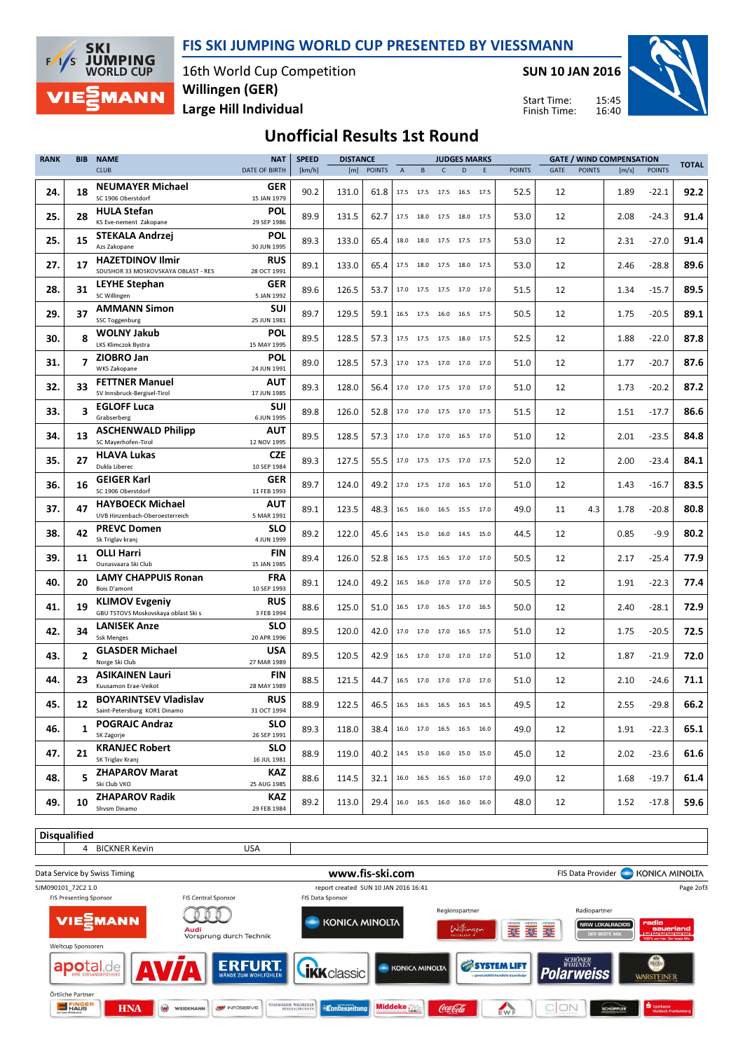# FIS SKI JUMPING WORLD CUP PRESENTED BY VIESSMANN

16th World Cup Competition
**Willingen (GER)**
**Large Hill Individual**

**SUN 10 JAN 2016**

Start Time: 15:45
Finish Time: 16:40

## Unofficial Results 1st Round

| RANK | BIB | NAME / CLUB | NAT / DATE OF BIRTH | SPEED [km/h] | DISTANCE [m] | DISTANCE POINTS | A | B | C | D | E | JUDGES POINTS | GATE | GATE POINTS | WIND [m/s] | WIND POINTS | TOTAL |
|---|---|---|---|---|---|---|---|---|---|---|---|---|---|---|---|---|---|
| 24. | 18 | **NEUMAYER Michael** SC 1906 Oberstdorf | GER 15 JAN 1979 | 90.2 | 131.0 | 61.8 | 17.5 | 17.5 | 17.5 | 16.5 | 17.5 | 52.5 | 12 | | 1.89 | -22.1 | **92.2** |
| 25. | 28 | **HULA Stefan** KS Eve-nement Zakopane | POL 29 SEP 1986 | 89.9 | 131.5 | 62.7 | 17.5 | 18.0 | 17.5 | 18.0 | 17.5 | 53.0 | 12 | | 2.08 | -24.3 | **91.4** |
| 25. | 15 | **STEKALA Andrzej** Azs Zakopane | POL 30 JUN 1995 | 89.3 | 133.0 | 65.4 | 18.0 | 18.0 | 17.5 | 17.5 | 17.5 | 53.0 | 12 | | 2.31 | -27.0 | **91.4** |
| 27. | 17 | **HAZETDINOV Ilmir** SDUSHOR 33 MOSKOVSKAYA OBLAST - RES | RUS 28 OCT 1991 | 89.1 | 133.0 | 65.4 | 17.5 | 18.0 | 17.5 | 18.0 | 17.5 | 53.0 | 12 | | 2.46 | -28.8 | **89.6** |
| 28. | 31 | **LEYHE Stephan** SC Willingen | GER 5 JAN 1992 | 89.6 | 126.5 | 53.7 | 17.0 | 17.5 | 17.5 | 17.0 | 17.0 | 51.5 | 12 | | 1.34 | -15.7 | **89.5** |
| 29. | 37 | **AMMANN Simon** SSC Toggenburg | SUI 25 JUN 1981 | 89.7 | 129.5 | 59.1 | 16.5 | 17.5 | 16.0 | 16.5 | 17.5 | 50.5 | 12 | | 1.75 | -20.5 | **89.1** |
| 30. | 8 | **WOLNY Jakub** LKS Klimczok Bystra | POL 15 MAY 1995 | 89.5 | 128.5 | 57.3 | 17.5 | 17.5 | 17.5 | 18.0 | 17.5 | 52.5 | 12 | | 1.88 | -22.0 | **87.8** |
| 31. | 7 | **ZIOBRO Jan** WKS Zakopane | POL 24 JUN 1991 | 89.0 | 128.5 | 57.3 | 17.0 | 17.5 | 17.0 | 17.0 | 17.0 | 51.0 | 12 | | 1.77 | -20.7 | **87.6** |
| 32. | 33 | **FETTNER Manuel** SV Innsbruck-Bergisel-Tirol | AUT 17 JUN 1985 | 89.3 | 128.0 | 56.4 | 17.0 | 17.0 | 17.5 | 17.0 | 17.0 | 51.0 | 12 | | 1.73 | -20.2 | **87.2** |
| 33. | 3 | **EGLOFF Luca** Grabserberg | SUI 6 JUN 1995 | 89.8 | 126.0 | 52.8 | 17.0 | 17.0 | 17.5 | 17.0 | 17.5 | 51.5 | 12 | | 1.51 | -17.7 | **86.6** |
| 34. | 13 | **ASCHENWALD Philipp** SC Mayerhofen-Tirol | AUT 12 NOV 1995 | 89.5 | 128.5 | 57.3 | 17.0 | 17.0 | 17.0 | 16.5 | 17.0 | 51.0 | 12 | | 2.01 | -23.5 | **84.8** |
| 35. | 27 | **HLAVA Lukas** Dukla Liberec | CZE 10 SEP 1984 | 89.3 | 127.5 | 55.5 | 17.0 | 17.5 | 17.5 | 17.0 | 17.5 | 52.0 | 12 | | 2.00 | -23.4 | **84.1** |
| 36. | 16 | **GEIGER Karl** SC 1906 Oberstdorf | GER 11 FEB 1993 | 89.7 | 124.0 | 49.2 | 17.0 | 17.5 | 17.0 | 16.5 | 17.0 | 51.0 | 12 | | 1.43 | -16.7 | **83.5** |
| 37. | 47 | **HAYBOECK Michael** UVB Hinzenbach-Oberoesterreich | AUT 5 MAR 1991 | 89.1 | 123.5 | 48.3 | 16.5 | 16.0 | 16.5 | 15.5 | 17.0 | 49.0 | 11 | 4.3 | 1.78 | -20.8 | **80.8** |
| 38. | 42 | **PREVC Domen** Sk Triglav kranj | SLO 4 JUN 1999 | 89.2 | 122.0 | 45.6 | 14.5 | 15.0 | 16.0 | 14.5 | 15.0 | 44.5 | 12 | | 0.85 | -9.9 | **80.2** |
| 39. | 11 | **OLLI Harri** Ounasvaara Ski Club | FIN 15 JAN 1985 | 89.4 | 126.0 | 52.8 | 16.5 | 17.5 | 16.5 | 17.0 | 17.0 | 50.5 | 12 | | 2.17 | -25.4 | **77.9** |
| 40. | 20 | **LAMY CHAPPUIS Ronan** Bois D'amont | FRA 10 SEP 1993 | 89.1 | 124.0 | 49.2 | 16.5 | 16.0 | 17.0 | 17.0 | 17.0 | 50.5 | 12 | | 1.91 | -22.3 | **77.4** |
| 41. | 19 | **KLIMOV Evgeniy** GBU TSTOVS Moskovskaya oblast Ski s | RUS 3 FEB 1994 | 88.6 | 125.0 | 51.0 | 16.5 | 17.0 | 16.5 | 17.0 | 16.5 | 50.0 | 12 | | 2.40 | -28.1 | **72.9** |
| 42. | 34 | **LANISEK Anze** Ssk Menges | SLO 20 APR 1996 | 89.5 | 120.0 | 42.0 | 17.0 | 17.0 | 17.0 | 16.5 | 17.5 | 51.0 | 12 | | 1.75 | -20.5 | **72.5** |
| 43. | 2 | **GLASDER Michael** Norge Ski Club | USA 27 MAR 1989 | 89.5 | 120.5 | 42.9 | 16.5 | 17.0 | 17.0 | 17.0 | 17.0 | 51.0 | 12 | | 1.87 | -21.9 | **72.0** |
| 44. | 23 | **ASIKAINEN Lauri** Kuusamon Erae-Veikot | FIN 28 MAY 1989 | 88.5 | 121.5 | 44.7 | 16.5 | 17.0 | 17.0 | 17.0 | 17.0 | 51.0 | 12 | | 2.10 | -24.6 | **71.1** |
| 45. | 12 | **BOYARINTSEV Vladislav** Saint-Petersburg KOR1 Dinamo | RUS 31 OCT 1994 | 88.9 | 122.5 | 46.5 | 16.5 | 16.5 | 16.5 | 16.5 | 16.5 | 49.5 | 12 | | 2.55 | -29.8 | **66.2** |
| 46. | 1 | **POGRAJC Andraz** SK Zagorje | SLO 26 SEP 1991 | 89.3 | 118.0 | 38.4 | 16.0 | 17.0 | 16.5 | 16.5 | 16.0 | 49.0 | 12 | | 1.91 | -22.3 | **65.1** |
| 47. | 21 | **KRANJEC Robert** SK Triglav Kranj | SLO 16 JUL 1981 | 88.9 | 119.0 | 40.2 | 14.5 | 15.0 | 16.0 | 15.0 | 15.0 | 45.0 | 12 | | 2.02 | -23.6 | **61.6** |
| 48. | 5 | **ZHAPAROV Marat** Ski Club VKO | KAZ 25 AUG 1985 | 88.6 | 114.5 | 32.1 | 16.0 | 16.5 | 16.5 | 16.0 | 17.0 | 49.0 | 12 | | 1.68 | -19.7 | **61.4** |
| 49. | 10 | **ZHAPAROV Radik** Shvsm Dinamo | KAZ 29 FEB 1984 | 89.2 | 113.0 | 29.4 | 16.0 | 16.5 | 16.0 | 16.0 | 16.0 | 48.0 | 12 | | 1.52 | -17.8 | **59.6** |

**Disqualified**

| BIB | NAME | NAT |
|---|---|---|
| 4 | BICKNER Kevin | USA |

Data Service by Swiss Timing — www.fis-ski.com — FIS Data Provider KONICA MINOLTA

SJM090101_72C2 1.0 — report created SUN 10 JAN 2016 16:41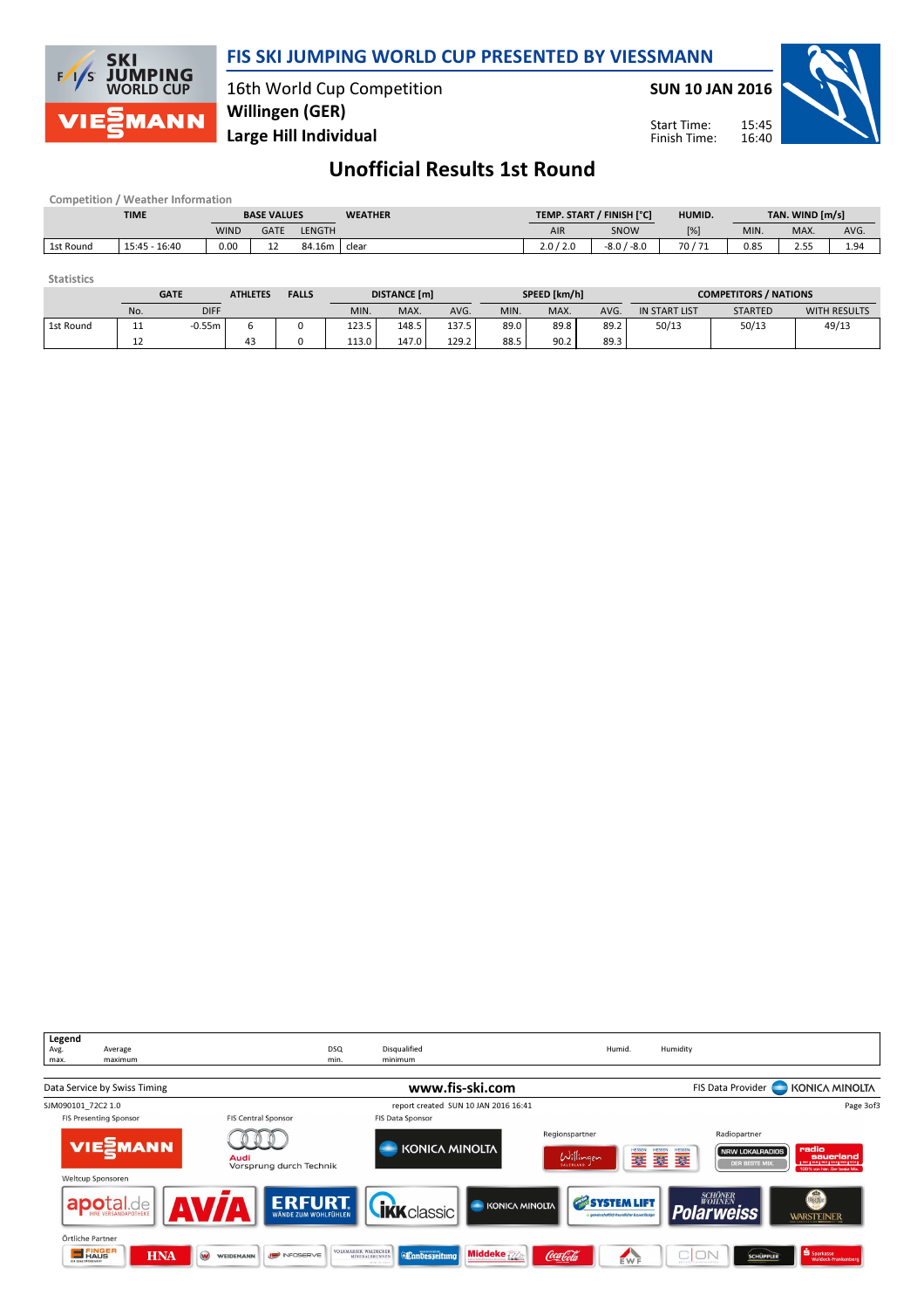# FIS SKI JUMPING WORLD CUP PRESENTED BY VIESSMANN

16th World Cup Competition
**Willingen (GER)**
**Large Hill Individual**

**SUN 10 JAN 2016**

Start Time: 15:45
Finish Time: 16:40

## Unofficial Results 1st Round

Competition / Weather Information

| | TIME | BASE VALUES | | | WEATHER | TEMP. START / FINISH [°C] | | HUMID. | TAN. WIND [m/s] | | |
|---|---|---|---|---|---|---|---|---|---|---|---|
| | | WIND | GATE | LENGTH | | AIR | SNOW | [%] | MIN. | MAX. | AVG. |
| 1st Round | 15:45 - 16:40 | 0.00 | 12 | 84.16m | clear | 2.0 / 2.0 | -8.0 / -8.0 | 70 / 71 | 0.85 | 2.55 | 1.94 |

Statistics

| | GATE | | ATHLETES | FALLS | DISTANCE [m] | | | SPEED [km/h] | | | COMPETITORS / NATIONS | | |
|---|---|---|---|---|---|---|---|---|---|---|---|---|---|
| | No. | DIFF | | | MIN. | MAX. | AVG. | MIN. | MAX. | AVG. | IN START LIST | STARTED | WITH RESULTS |
| 1st Round | 11 | -0.55m | 6 | 0 | 123.5 | 148.5 | 137.5 | 89.0 | 89.8 | 89.2 | 50/13 | 50/13 | 49/13 |
| | 12 | | 43 | 0 | 113.0 | 147.0 | 129.2 | 88.5 | 90.2 | 89.3 | | | |

**Legend**

| | | | | | |
|---|---|---|---|---|---|
| Avg. | Average | DSQ | Disqualified | Humid. | Humidity |
| max. | maximum | min. | minimum | | |

Data Service by Swiss Timing — www.fis-ski.com — FIS Data Provider KONICA MINOLTA

SJM090101_72C2 1.0 — report created SUN 10 JAN 2016 16:41